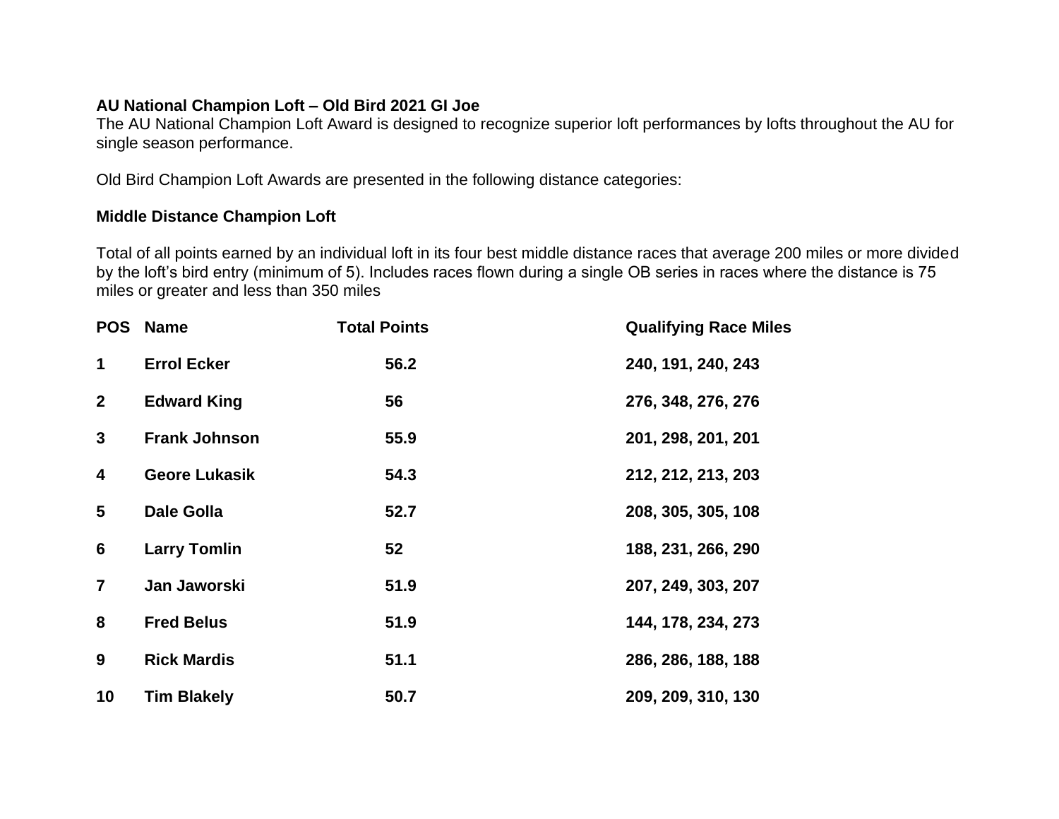**AU National Champion Loft – Old Bird 2021 GI Joe**

The AU National Champion Loft Award is designed to recognize superior loft performances by lofts throughout the AU for single season performance.

Old Bird Champion Loft Awards are presented in the following distance categories:

**Middle Distance Champion Loft**

Total of all points earned by an individual loft in its four best middle distance races that average 200 miles or more divided by the loft's bird entry (minimum of 5). Includes races flown during a single OB series in races where the distance is 75 miles or greater and less than 350 miles

| POS | Name | Total Points | Qualifying Race Miles |
|---|---|---|---|
| 1 | Errol Ecker | 56.2 | 240, 191, 240, 243 |
| 2 | Edward King | 56 | 276, 348, 276, 276 |
| 3 | Frank Johnson | 55.9 | 201, 298, 201, 201 |
| 4 | Geore Lukasik | 54.3 | 212, 212, 213, 203 |
| 5 | Dale Golla | 52.7 | 208, 305, 305, 108 |
| 6 | Larry Tomlin | 52 | 188, 231, 266, 290 |
| 7 | Jan Jaworski | 51.9 | 207, 249, 303, 207 |
| 8 | Fred Belus | 51.9 | 144, 178, 234, 273 |
| 9 | Rick Mardis | 51.1 | 286, 286, 188, 188 |
| 10 | Tim Blakely | 50.7 | 209, 209, 310, 130 |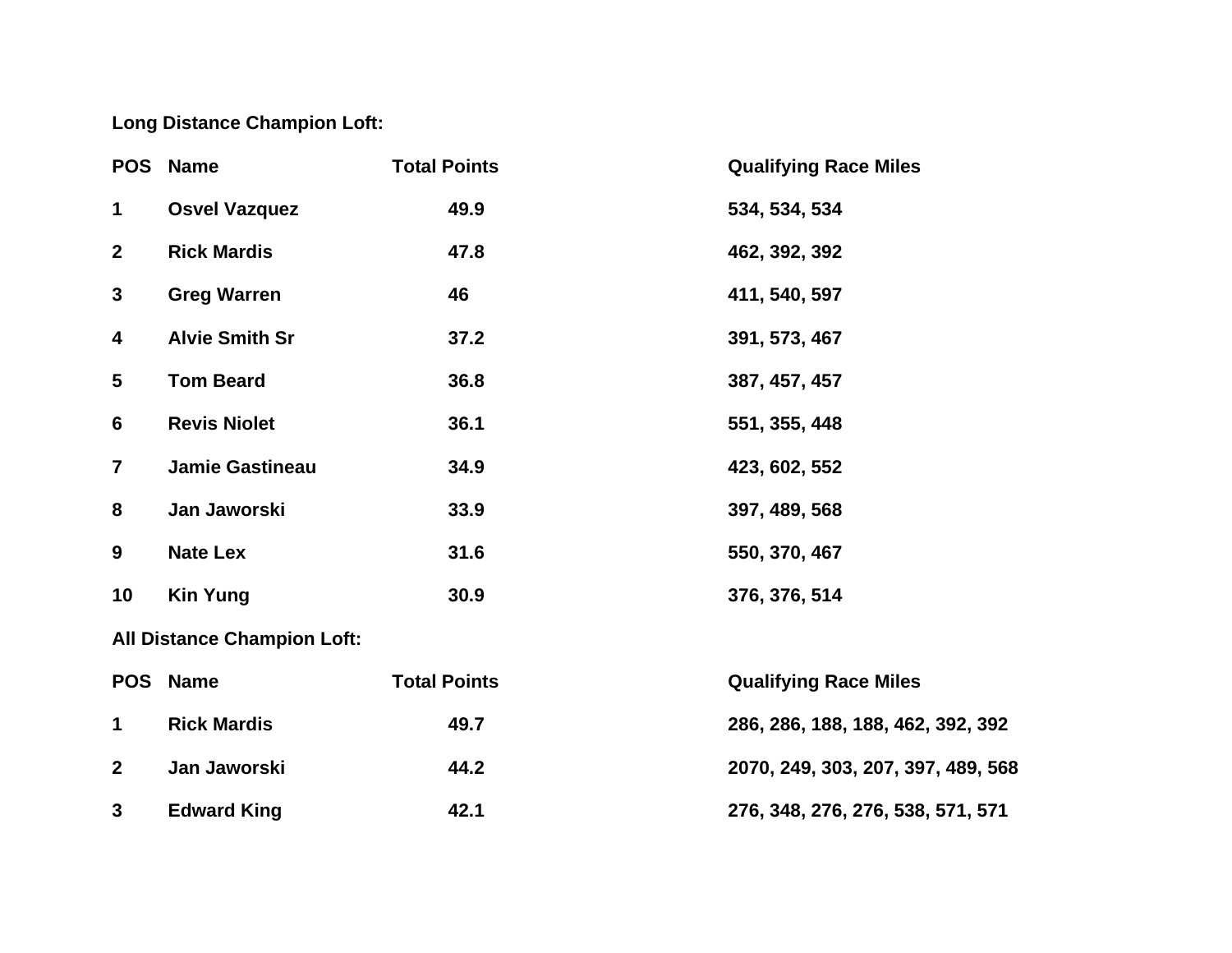**Long Distance Champion Loft:**

| POS | Name | Total Points | Qualifying Race Miles |
|---|---|---|---|
| 1 | Osvel Vazquez | 49.9 | 534, 534, 534 |
| 2 | Rick Mardis | 47.8 | 462, 392, 392 |
| 3 | Greg Warren | 46 | 411, 540, 597 |
| 4 | Alvie Smith Sr | 37.2 | 391, 573, 467 |
| 5 | Tom Beard | 36.8 | 387, 457, 457 |
| 6 | Revis Niolet | 36.1 | 551, 355, 448 |
| 7 | Jamie Gastineau | 34.9 | 423, 602, 552 |
| 8 | Jan Jaworski | 33.9 | 397, 489, 568 |
| 9 | Nate Lex | 31.6 | 550, 370, 467 |
| 10 | Kin Yung | 30.9 | 376, 376, 514 |

**All Distance Champion Loft:**

| POS | Name | Total Points | Qualifying Race Miles |
|---|---|---|---|
| 1 | Rick Mardis | 49.7 | 286, 286, 188, 188, 462, 392, 392 |
| 2 | Jan Jaworski | 44.2 | 2070, 249, 303, 207, 397, 489, 568 |
| 3 | Edward King | 42.1 | 276, 348, 276, 276, 538, 571, 571 |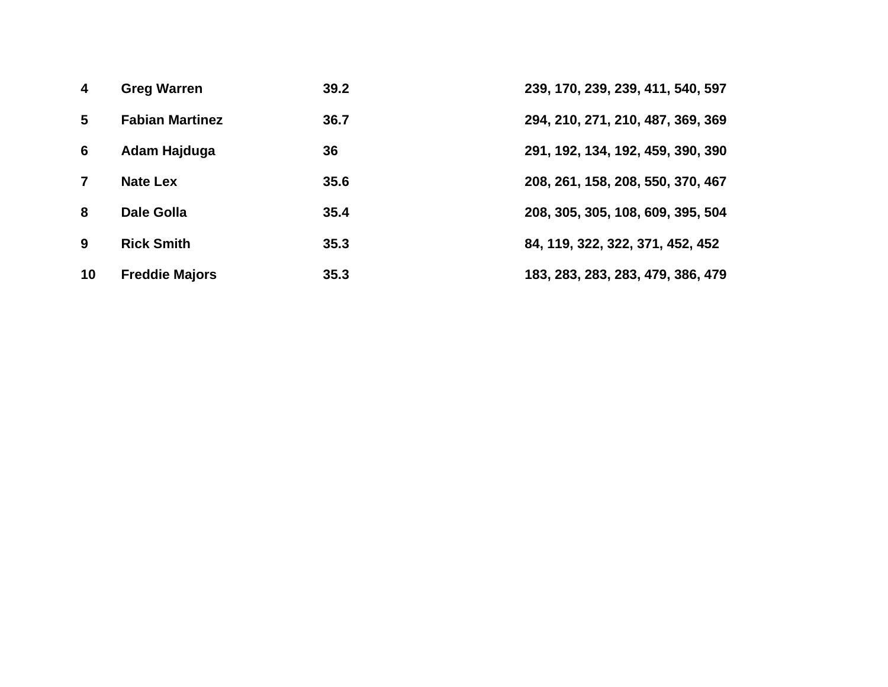| | | | |
|---|---|---|---|
| **4** | **Greg Warren** | **39.2** | **239, 170, 239, 239, 411, 540, 597** |
| **5** | **Fabian Martinez** | **36.7** | **294, 210, 271, 210, 487, 369, 369** |
| **6** | **Adam Hajduga** | **36** | **291, 192, 134, 192, 459, 390, 390** |
| **7** | **Nate Lex** | **35.6** | **208, 261, 158, 208, 550, 370, 467** |
| **8** | **Dale Golla** | **35.4** | **208, 305, 305, 108, 609, 395, 504** |
| **9** | **Rick Smith** | **35.3** | **84, 119, 322, 322, 371, 452, 452** |
| **10** | **Freddie Majors** | **35.3** | **183, 283, 283, 283, 479, 386, 479** |